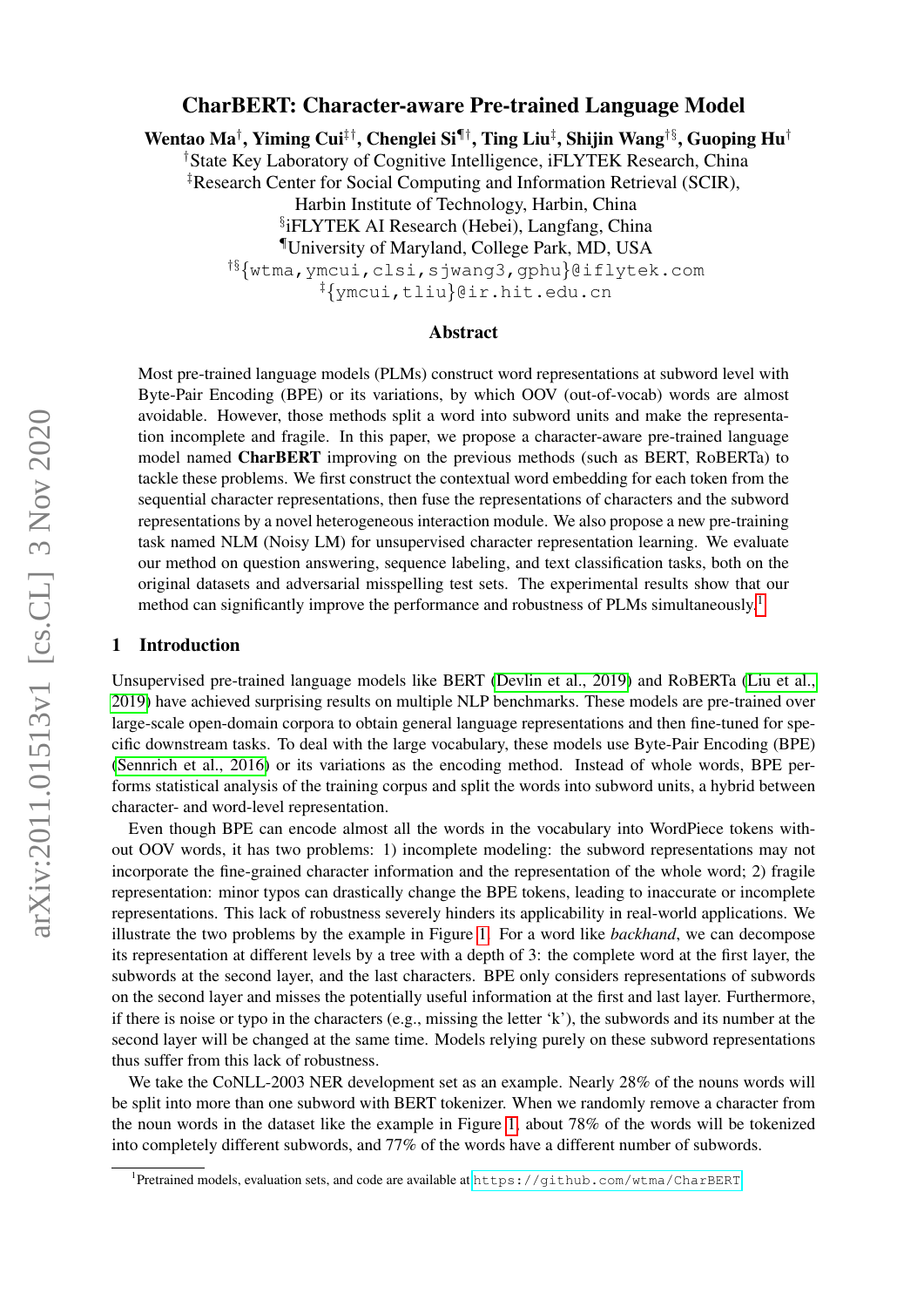# CharBERT: Character-aware Pre-trained Language Model

**Wentao Ma**[†], **Yiming Cui**[‡†], **Chenglei Si**[¶†], **Ting Liu**[‡], **Shijin Wang**[†§], **Guoping Hu**[†]

[†]State Key Laboratory of Cognitive Intelligence, iFLYTEK Research, China

[‡]Research Center for Social Computing and Information Retrieval (SCIR), Harbin Institute of Technology, Harbin, China

[§]iFLYTEK AI Research (Hebei), Langfang, China

[¶]University of Maryland, College Park, MD, USA

[†§]{wtma,ymcui,clsi,sjwang3,gphu}@iflytek.com

[‡]{ymcui,tliu}@ir.hit.edu.cn

## Abstract

Most pre-trained language models (PLMs) construct word representations at subword level with Byte-Pair Encoding (BPE) or its variations, by which OOV (out-of-vocab) words are almost avoidable. However, those methods split a word into subword units and make the representation incomplete and fragile. In this paper, we propose a character-aware pre-trained language model named **CharBERT** improving on the previous methods (such as BERT, RoBERTa) to tackle these problems. We first construct the contextual word embedding for each token from the sequential character representations, then fuse the representations of characters and the subword representations by a novel heterogeneous interaction module. We also propose a new pre-training task named NLM (Noisy LM) for unsupervised character representation learning. We evaluate our method on question answering, sequence labeling, and text classification tasks, both on the original datasets and adversarial misspelling test sets. The experimental results show that our method can significantly improve the performance and robustness of PLMs simultaneously.[1]

## 1 Introduction

Unsupervised pre-trained language models like BERT (Devlin et al., 2019) and RoBERTa (Liu et al., 2019) have achieved surprising results on multiple NLP benchmarks. These models are pre-trained over large-scale open-domain corpora to obtain general language representations and then fine-tuned for specific downstream tasks. To deal with the large vocabulary, these models use Byte-Pair Encoding (BPE) (Sennrich et al., 2016) or its variations as the encoding method. Instead of whole words, BPE performs statistical analysis of the training corpus and split the words into subword units, a hybrid between character- and word-level representation.

Even though BPE can encode almost all the words in the vocabulary into WordPiece tokens without OOV words, it has two problems: 1) incomplete modeling: the subword representations may not incorporate the fine-grained character information and the representation of the whole word; 2) fragile representation: minor typos can drastically change the BPE tokens, leading to inaccurate or incomplete representations. This lack of robustness severely hinders its applicability in real-world applications. We illustrate the two problems by the example in Figure 1. For a word like *backhand*, we can decompose its representation at different levels by a tree with a depth of 3: the complete word at the first layer, the subwords at the second layer, and the last characters. BPE only considers representations of subwords on the second layer and misses the potentially useful information at the first and last layer. Furthermore, if there is noise or typo in the characters (e.g., missing the letter 'k'), the subwords and its number at the second layer will be changed at the same time. Models relying purely on these subword representations thus suffer from this lack of robustness.

We take the CoNLL-2003 NER development set as an example. Nearly 28% of the nouns words will be split into more than one subword with BERT tokenizer. When we randomly remove a character from the noun words in the dataset like the example in Figure 1, about 78% of the words will be tokenized into completely different subwords, and 77% of the words have a different number of subwords.

[1]Pretrained models, evaluation sets, and code are available at https://github.com/wtma/CharBERT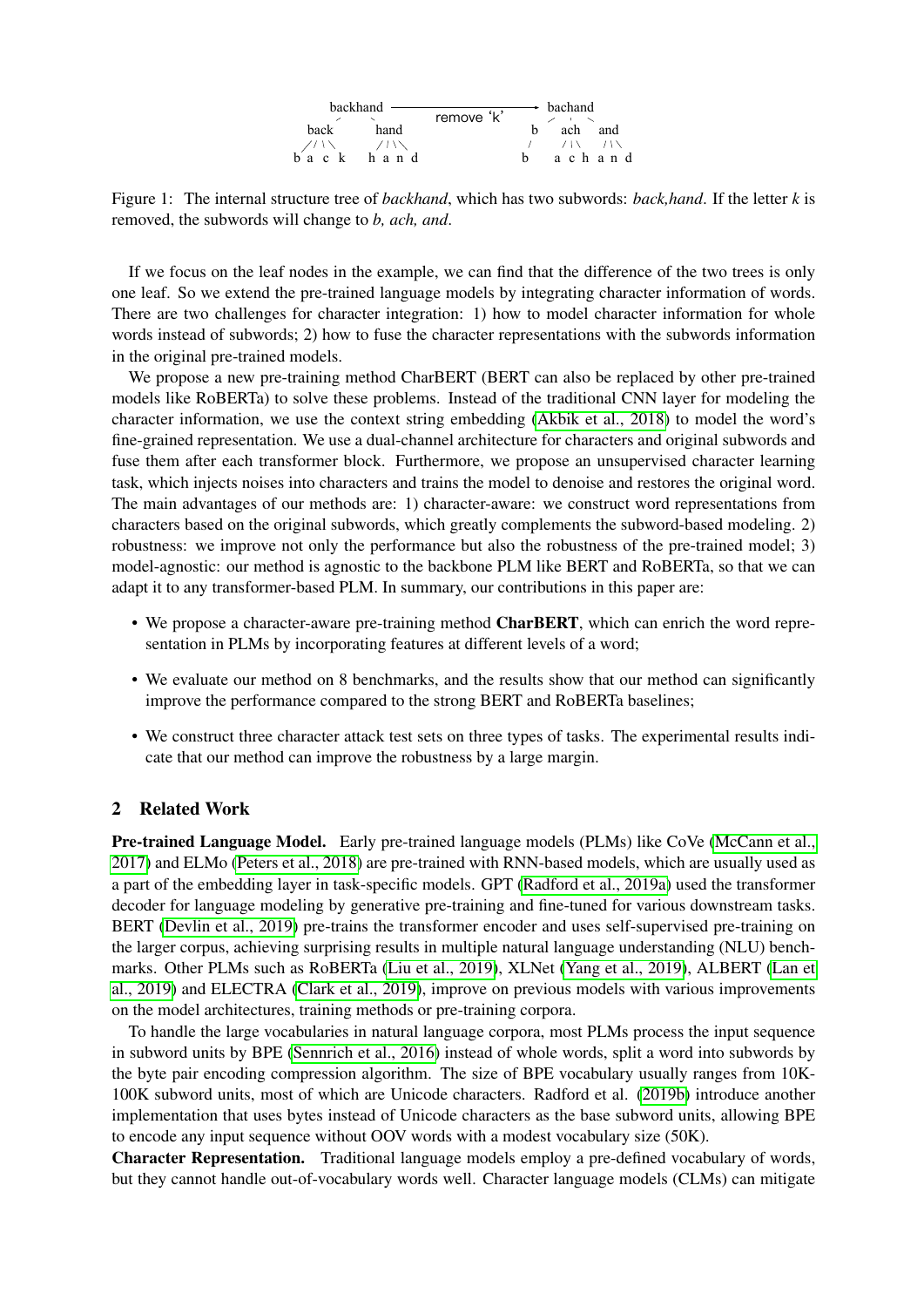backhand ⟶ remove 'k' ⟶ bachand

Figure 1: The internal structure tree of *backhand*, which has two subwords: *back,hand*. If the letter *k* is removed, the subwords will change to *b, ach, and*.

If we focus on the leaf nodes in the example, we can find that the difference of the two trees is only one leaf. So we extend the pre-trained language models by integrating character information of words. There are two challenges for character integration: 1) how to model character information for whole words instead of subwords; 2) how to fuse the character representations with the subwords information in the original pre-trained models.

We propose a new pre-training method CharBERT (BERT can also be replaced by other pre-trained models like RoBERTa) to solve these problems. Instead of the traditional CNN layer for modeling the character information, we use the context string embedding (Akbik et al., 2018) to model the word's fine-grained representation. We use a dual-channel architecture for characters and original subwords and fuse them after each transformer block. Furthermore, we propose an unsupervised character learning task, which injects noises into characters and trains the model to denoise and restores the original word. The main advantages of our methods are: 1) character-aware: we construct word representations from characters based on the original subwords, which greatly complements the subword-based modeling. 2) robustness: we improve not only the performance but also the robustness of the pre-trained model; 3) model-agnostic: our method is agnostic to the backbone PLM like BERT and RoBERTa, so that we can adapt it to any transformer-based PLM. In summary, our contributions in this paper are:

- We propose a character-aware pre-training method **CharBERT**, which can enrich the word representation in PLMs by incorporating features at different levels of a word;
- We evaluate our method on 8 benchmarks, and the results show that our method can significantly improve the performance compared to the strong BERT and RoBERTa baselines;
- We construct three character attack test sets on three types of tasks. The experimental results indicate that our method can improve the robustness by a large margin.

## 2 Related Work

**Pre-trained Language Model.** Early pre-trained language models (PLMs) like CoVe (McCann et al., 2017) and ELMo (Peters et al., 2018) are pre-trained with RNN-based models, which are usually used as a part of the embedding layer in task-specific models. GPT (Radford et al., 2019a) used the transformer decoder for language modeling by generative pre-training and fine-tuned for various downstream tasks. BERT (Devlin et al., 2019) pre-trains the transformer encoder and uses self-supervised pre-training on the larger corpus, achieving surprising results in multiple natural language understanding (NLU) benchmarks. Other PLMs such as RoBERTa (Liu et al., 2019), XLNet (Yang et al., 2019), ALBERT (Lan et al., 2019) and ELECTRA (Clark et al., 2019), improve on previous models with various improvements on the model architectures, training methods or pre-training corpora.

To handle the large vocabularies in natural language corpora, most PLMs process the input sequence in subword units by BPE (Sennrich et al., 2016) instead of whole words, split a word into subwords by the byte pair encoding compression algorithm. The size of BPE vocabulary usually ranges from 10K-100K subword units, most of which are Unicode characters. Radford et al. (2019b) introduce another implementation that uses bytes instead of Unicode characters as the base subword units, allowing BPE to encode any input sequence without OOV words with a modest vocabulary size (50K).

**Character Representation.** Traditional language models employ a pre-defined vocabulary of words, but they cannot handle out-of-vocabulary words well. Character language models (CLMs) can mitigate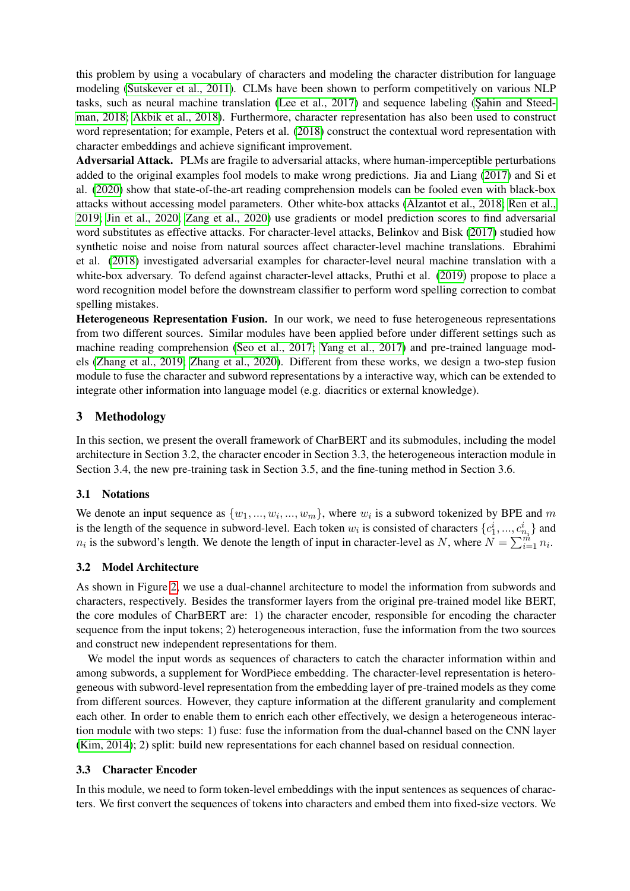this problem by using a vocabulary of characters and modeling the character distribution for language modeling (Sutskever et al., 2011). CLMs have been shown to perform competitively on various NLP tasks, such as neural machine translation (Lee et al., 2017) and sequence labeling (Şahin and Steedman, 2018; Akbik et al., 2018). Furthermore, character representation has also been used to construct word representation; for example, Peters et al. (2018) construct the contextual word representation with character embeddings and achieve significant improvement.

**Adversarial Attack.** PLMs are fragile to adversarial attacks, where human-imperceptible perturbations added to the original examples fool models to make wrong predictions. Jia and Liang (2017) and Si et al. (2020) show that state-of-the-art reading comprehension models can be fooled even with black-box attacks without accessing model parameters. Other white-box attacks (Alzantot et al., 2018; Ren et al., 2019; Jin et al., 2020; Zang et al., 2020) use gradients or model prediction scores to find adversarial word substitutes as effective attacks. For character-level attacks, Belinkov and Bisk (2017) studied how synthetic noise and noise from natural sources affect character-level machine translations. Ebrahimi et al. (2018) investigated adversarial examples for character-level neural machine translation with a white-box adversary. To defend against character-level attacks, Pruthi et al. (2019) propose to place a word recognition model before the downstream classifier to perform word spelling correction to combat spelling mistakes.

**Heterogeneous Representation Fusion.** In our work, we need to fuse heterogeneous representations from two different sources. Similar modules have been applied before under different settings such as machine reading comprehension (Seo et al., 2017; Yang et al., 2017) and pre-trained language models (Zhang et al., 2019; Zhang et al., 2020). Different from these works, we design a two-step fusion module to fuse the character and subword representations by a interactive way, which can be extended to integrate other information into language model (e.g. diacritics or external knowledge).

## 3 Methodology

In this section, we present the overall framework of CharBERT and its submodules, including the model architecture in Section 3.2, the character encoder in Section 3.3, the heterogeneous interaction module in Section 3.4, the new pre-training task in Section 3.5, and the fine-tuning method in Section 3.6.

### 3.1 Notations

We denote an input sequence as $\{w_1, ..., w_i, ..., w_m\}$, where $w_i$ is a subword tokenized by BPE and $m$ is the length of the sequence in subword-level. Each token $w_i$ is consisted of characters $\{c_1^i, ..., c_{n_i}^i\}$ and $n_i$ is the subword's length. We denote the length of input in character-level as $N$, where $N = \sum_{i=1}^{m} n_i$.

### 3.2 Model Architecture

As shown in Figure 2, we use a dual-channel architecture to model the information from subwords and characters, respectively. Besides the transformer layers from the original pre-trained model like BERT, the core modules of CharBERT are: 1) the character encoder, responsible for encoding the character sequence from the input tokens; 2) heterogeneous interaction, fuse the information from the two sources and construct new independent representations for them.

We model the input words as sequences of characters to catch the character information within and among subwords, a supplement for WordPiece embedding. The character-level representation is heterogeneous with subword-level representation from the embedding layer of pre-trained models as they come from different sources. However, they capture information at the different granularity and complement each other. In order to enable them to enrich each other effectively, we design a heterogeneous interaction module with two steps: 1) fuse: fuse the information from the dual-channel based on the CNN layer (Kim, 2014); 2) split: build new representations for each channel based on residual connection.

### 3.3 Character Encoder

In this module, we need to form token-level embeddings with the input sentences as sequences of characters. We first convert the sequences of tokens into characters and embed them into fixed-size vectors. We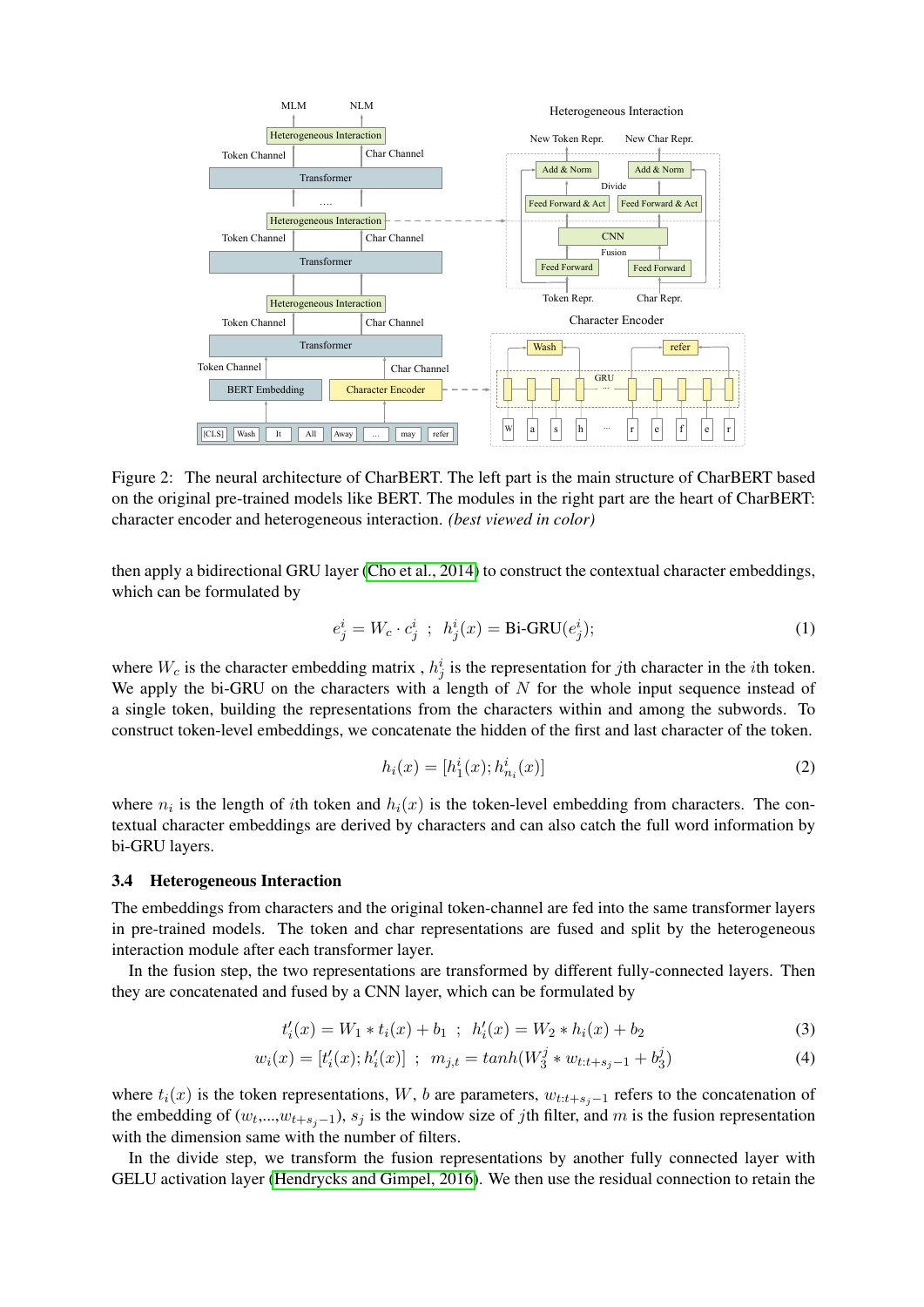Figure 2: The neural architecture of CharBERT. The left part is the main structure of CharBERT based on the original pre-trained models like BERT. The modules in the right part are the heart of CharBERT: character encoder and heterogeneous interaction. *(best viewed in color)*

then apply a bidirectional GRU layer (Cho et al., 2014) to construct the contextual character embeddings, which can be formulated by

$$e_j^i = W_c \cdot c_j^i \;\; ; \;\; h_j^i(x) = \text{Bi-GRU}(e_j^i); \tag{1}$$

where $W_c$ is the character embedding matrix , $h_j^i$ is the representation for $j$th character in the $i$th token. We apply the bi-GRU on the characters with a length of $N$ for the whole input sequence instead of a single token, building the representations from the characters within and among the subwords. To construct token-level embeddings, we concatenate the hidden of the first and last character of the token.

$$h_i(x) = [h_1^i(x); h_{n_i}^i(x)] \tag{2}$$

where $n_i$ is the length of $i$th token and $h_i(x)$ is the token-level embedding from characters. The contextual character embeddings are derived by characters and can also catch the full word information by bi-GRU layers.

### 3.4 Heterogeneous Interaction

The embeddings from characters and the original token-channel are fed into the same transformer layers in pre-trained models. The token and char representations are fused and split by the heterogeneous interaction module after each transformer layer.

In the fusion step, the two representations are transformed by different fully-connected layers. Then they are concatenated and fused by a CNN layer, which can be formulated by

$$t_i'(x) = W_1 * t_i(x) + b_1 \;\; ; \;\; h_i'(x) = W_2 * h_i(x) + b_2 \tag{3}$$

$$w_i(x) = [t_i'(x); h_i'(x)] \;\; ; \;\; m_{j,t} = tanh(W_3^j * w_{t:t+s_j-1} + b_3^j) \tag{4}$$

where $t_i(x)$ is the token representations, $W$, $b$ are parameters, $w_{t:t+s_j-1}$ refers to the concatenation of the embedding of $(w_t,...,w_{t+s_j-1})$, $s_j$ is the window size of $j$th filter, and $m$ is the fusion representation with the dimension same with the number of filters.

In the divide step, we transform the fusion representations by another fully connected layer with GELU activation layer (Hendrycks and Gimpel, 2016). We then use the residual connection to retain the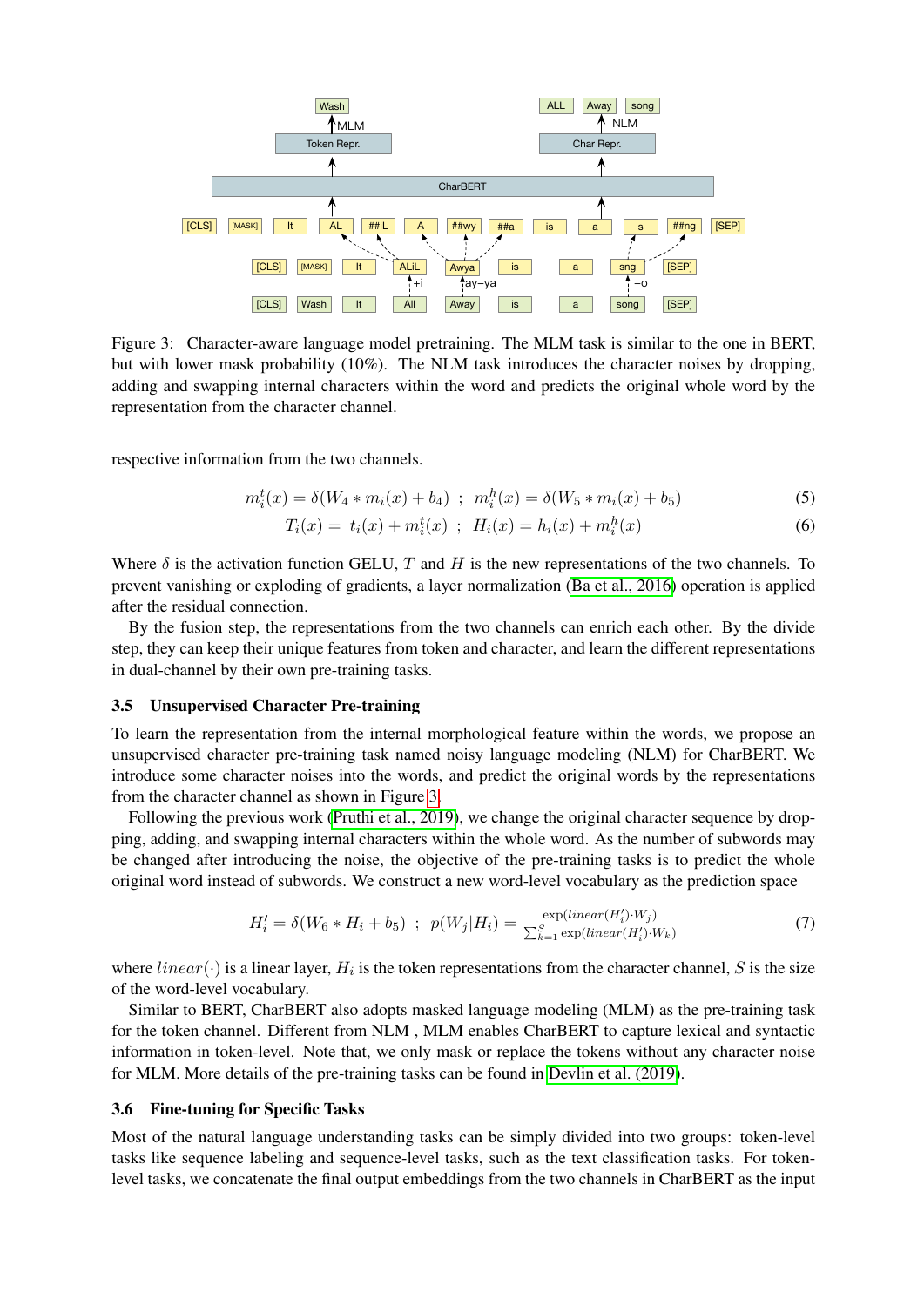Figure 3: Character-aware language model pretraining. The MLM task is similar to the one in BERT, but with lower mask probability (10%). The NLM task introduces the character noises by dropping, adding and swapping internal characters within the word and predicts the original whole word by the representation from the character channel.

respective information from the two channels.

$$m_i^t(x) = \delta(W_4 * m_i(x) + b_4) \;\; ; \;\; m_i^h(x) = \delta(W_5 * m_i(x) + b_5) \tag{5}$$

$$T_i(x) = \; t_i(x) + m_i^t(x) \;\; ; \;\; H_i(x) = h_i(x) + m_i^h(x) \tag{6}$$

Where $\delta$ is the activation function GELU, $T$ and $H$ is the new representations of the two channels. To prevent vanishing or exploding of gradients, a layer normalization (Ba et al., 2016) operation is applied after the residual connection.

By the fusion step, the representations from the two channels can enrich each other. By the divide step, they can keep their unique features from token and character, and learn the different representations in dual-channel by their own pre-training tasks.

### 3.5 Unsupervised Character Pre-training

To learn the representation from the internal morphological feature within the words, we propose an unsupervised character pre-training task named noisy language modeling (NLM) for CharBERT. We introduce some character noises into the words, and predict the original words by the representations from the character channel as shown in Figure 3.

Following the previous work (Pruthi et al., 2019), we change the original character sequence by dropping, adding, and swapping internal characters within the whole word. As the number of subwords may be changed after introducing the noise, the objective of the pre-training tasks is to predict the whole original word instead of subwords. We construct a new word-level vocabulary as the prediction space

$$H_i' = \delta(W_6 * H_i + b_5) \;\; ; \;\; p(W_j|H_i) = \frac{\exp(linear(H_i') \cdot W_j)}{\sum_{k=1}^{S} \exp(linear(H_i') \cdot W_k)} \tag{7}$$

where $linear(\cdot)$ is a linear layer, $H_i$ is the token representations from the character channel, $S$ is the size of the word-level vocabulary.

Similar to BERT, CharBERT also adopts masked language modeling (MLM) as the pre-training task for the token channel. Different from NLM , MLM enables CharBERT to capture lexical and syntactic information in token-level. Note that, we only mask or replace the tokens without any character noise for MLM. More details of the pre-training tasks can be found in Devlin et al. (2019).

### 3.6 Fine-tuning for Specific Tasks

Most of the natural language understanding tasks can be simply divided into two groups: token-level tasks like sequence labeling and sequence-level tasks, such as the text classification tasks. For token-level tasks, we concatenate the final output embeddings from the two channels in CharBERT as the input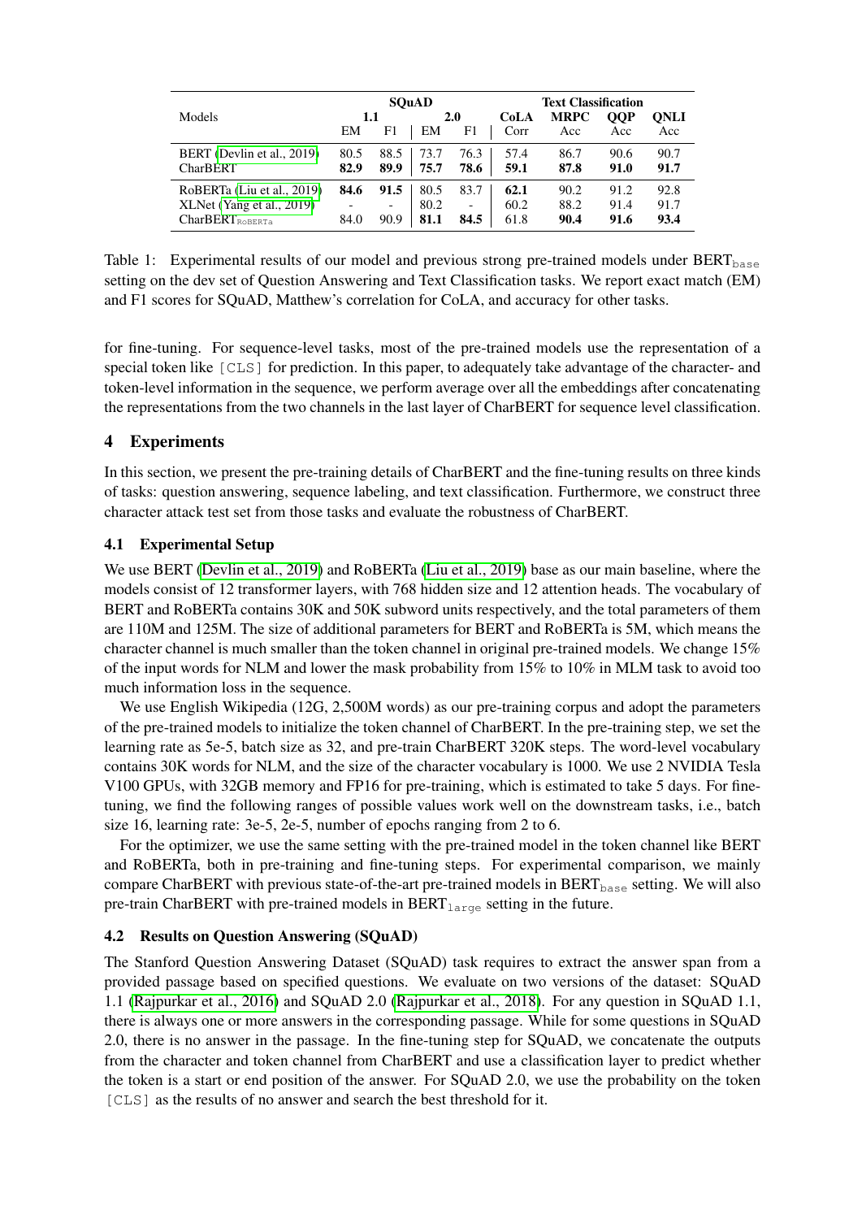| Models | SQuAD | | | | Text Classification | | | |
|---|---|---|---|---|---|---|---|---|
| | 1.1 | | 2.0 | | CoLA | MRPC | QQP | QNLI |
| | EM | F1 | EM | F1 | Corr | Acc | Acc | Acc |
| BERT (Devlin et al., 2019) | 80.5 | 88.5 | 73.7 | 76.3 | 57.4 | 86.7 | 90.6 | 90.7 |
| CharBERT | **82.9** | **89.9** | **75.7** | **78.6** | **59.1** | **87.8** | **91.0** | **91.7** |
| RoBERTa (Liu et al., 2019) | **84.6** | **91.5** | 80.5 | 83.7 | **62.1** | 90.2 | 91.2 | 92.8 |
| XLNet (Yang et al., 2019) | - | - | 80.2 | - | 60.2 | 88.2 | 91.4 | 91.7 |
| $\text{CharBERT}_{\text{RoBERTa}}$ | 84.0 | 90.9 | **81.1** | **84.5** | 61.8 | **90.4** | **91.6** | **93.4** |

Table 1: Experimental results of our model and previous strong pre-trained models under $\text{BERT}_{\text{base}}$ setting on the dev set of Question Answering and Text Classification tasks. We report exact match (EM) and F1 scores for SQuAD, Matthew's correlation for CoLA, and accuracy for other tasks.

for fine-tuning. For sequence-level tasks, most of the pre-trained models use the representation of a special token like [CLS] for prediction. In this paper, to adequately take advantage of the character- and token-level information in the sequence, we perform average over all the embeddings after concatenating the representations from the two channels in the last layer of CharBERT for sequence level classification.

## 4 Experiments

In this section, we present the pre-training details of CharBERT and the fine-tuning results on three kinds of tasks: question answering, sequence labeling, and text classification. Furthermore, we construct three character attack test set from those tasks and evaluate the robustness of CharBERT.

### 4.1 Experimental Setup

We use BERT (Devlin et al., 2019) and RoBERTa (Liu et al., 2019) base as our main baseline, where the models consist of 12 transformer layers, with 768 hidden size and 12 attention heads. The vocabulary of BERT and RoBERTa contains 30K and 50K subword units respectively, and the total parameters of them are 110M and 125M. The size of additional parameters for BERT and RoBERTa is 5M, which means the character channel is much smaller than the token channel in original pre-trained models. We change 15% of the input words for NLM and lower the mask probability from 15% to 10% in MLM task to avoid too much information loss in the sequence.

We use English Wikipedia (12G, 2,500M words) as our pre-training corpus and adopt the parameters of the pre-trained models to initialize the token channel of CharBERT. In the pre-training step, we set the learning rate as 5e-5, batch size as 32, and pre-train CharBERT 320K steps. The word-level vocabulary contains 30K words for NLM, and the size of the character vocabulary is 1000. We use 2 NVIDIA Tesla V100 GPUs, with 32GB memory and FP16 for pre-training, which is estimated to take 5 days. For fine-tuning, we find the following ranges of possible values work well on the downstream tasks, i.e., batch size 16, learning rate: 3e-5, 2e-5, number of epochs ranging from 2 to 6.

For the optimizer, we use the same setting with the pre-trained model in the token channel like BERT and RoBERTa, both in pre-training and fine-tuning steps. For experimental comparison, we mainly compare CharBERT with previous state-of-the-art pre-trained models in $\text{BERT}_{\text{base}}$ setting. We will also pre-train CharBERT with pre-trained models in $\text{BERT}_{\text{large}}$ setting in the future.

### 4.2 Results on Question Answering (SQuAD)

The Stanford Question Answering Dataset (SQuAD) task requires to extract the answer span from a provided passage based on specified questions. We evaluate on two versions of the dataset: SQuAD 1.1 (Rajpurkar et al., 2016) and SQuAD 2.0 (Rajpurkar et al., 2018). For any question in SQuAD 1.1, there is always one or more answers in the corresponding passage. While for some questions in SQuAD 2.0, there is no answer in the passage. In the fine-tuning step for SQuAD, we concatenate the outputs from the character and token channel from CharBERT and use a classification layer to predict whether the token is a start or end position of the answer. For SQuAD 2.0, we use the probability on the token [CLS] as the results of no answer and search the best threshold for it.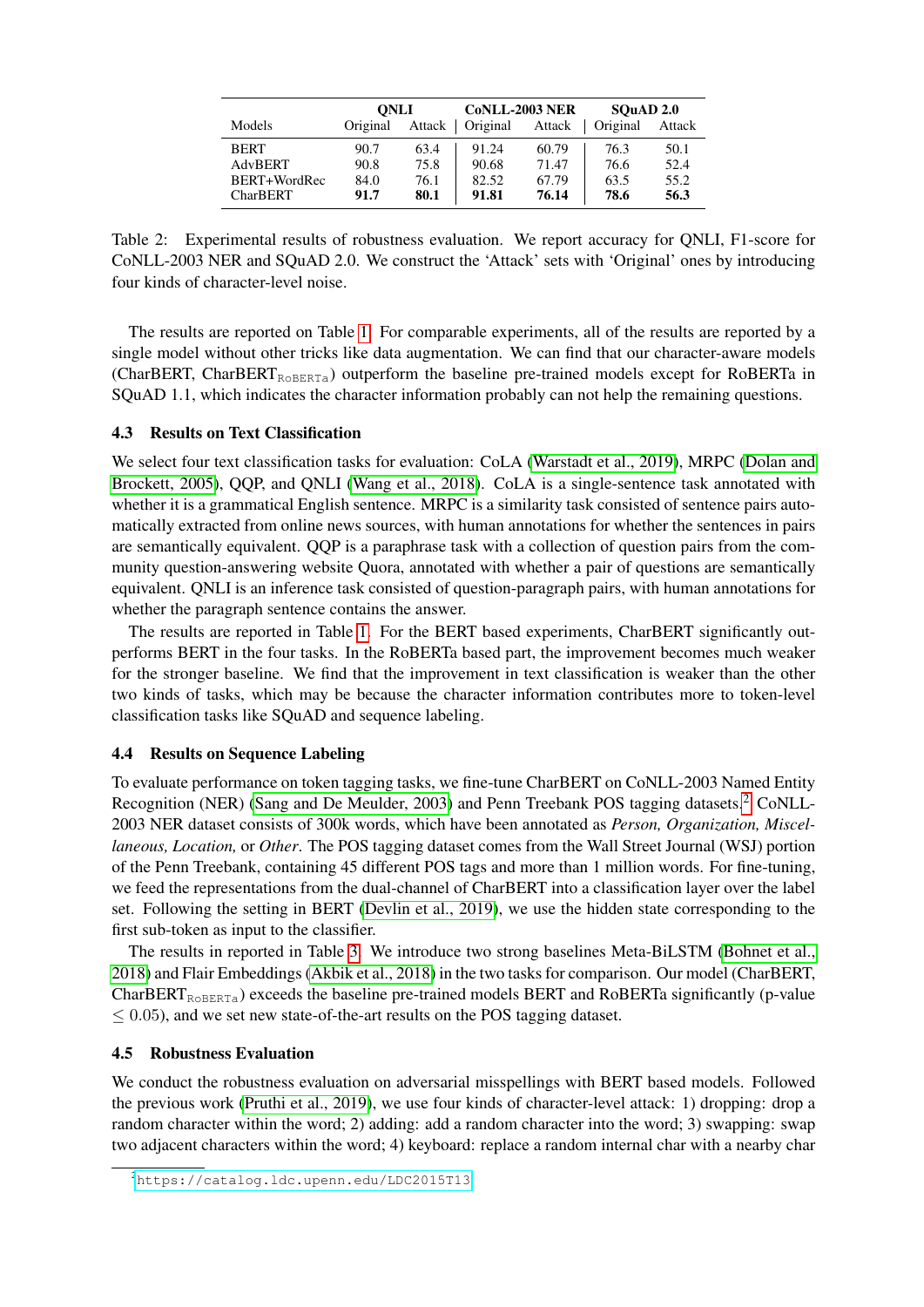| Models | QNLI | | CoNLL-2003 NER | | SQuAD 2.0 | |
|---|---|---|---|---|---|---|
| | Original | Attack | Original | Attack | Original | Attack |
| BERT | 90.7 | 63.4 | 91.24 | 60.79 | 76.3 | 50.1 |
| AdvBERT | 90.8 | 75.8 | 90.68 | 71.47 | 76.6 | 52.4 |
| BERT+WordRec | 84.0 | 76.1 | 82.52 | 67.79 | 63.5 | 55.2 |
| CharBERT | **91.7** | **80.1** | **91.81** | **76.14** | **78.6** | **56.3** |

Table 2: Experimental results of robustness evaluation. We report accuracy for QNLI, F1-score for CoNLL-2003 NER and SQuAD 2.0. We construct the 'Attack' sets with 'Original' ones by introducing four kinds of character-level noise.

The results are reported on Table 1. For comparable experiments, all of the results are reported by a single model without other tricks like data augmentation. We can find that our character-aware models (CharBERT, CharBERT$_{\text{RoBERTa}}$) outperform the baseline pre-trained models except for RoBERTa in SQuAD 1.1, which indicates the character information probably can not help the remaining questions.

### 4.3 Results on Text Classification

We select four text classification tasks for evaluation: CoLA (Warstadt et al., 2019), MRPC (Dolan and Brockett, 2005), QQP, and QNLI (Wang et al., 2018). CoLA is a single-sentence task annotated with whether it is a grammatical English sentence. MRPC is a similarity task consisted of sentence pairs automatically extracted from online news sources, with human annotations for whether the sentences in pairs are semantically equivalent. QQP is a paraphrase task with a collection of question pairs from the community question-answering website Quora, annotated with whether a pair of questions are semantically equivalent. QNLI is an inference task consisted of question-paragraph pairs, with human annotations for whether the paragraph sentence contains the answer.

The results are reported in Table 1. For the BERT based experiments, CharBERT significantly outperforms BERT in the four tasks. In the RoBERTa based part, the improvement becomes much weaker for the stronger baseline. We find that the improvement in text classification is weaker than the other two kinds of tasks, which may be because the character information contributes more to token-level classification tasks like SQuAD and sequence labeling.

### 4.4 Results on Sequence Labeling

To evaluate performance on token tagging tasks, we fine-tune CharBERT on CoNLL-2003 Named Entity Recognition (NER) (Sang and De Meulder, 2003) and Penn Treebank POS tagging datasets.[2] CoNLL-2003 NER dataset consists of 300k words, which have been annotated as *Person, Organization, Miscellaneous, Location,* or *Other*. The POS tagging dataset comes from the Wall Street Journal (WSJ) portion of the Penn Treebank, containing 45 different POS tags and more than 1 million words. For fine-tuning, we feed the representations from the dual-channel of CharBERT into a classification layer over the label set. Following the setting in BERT (Devlin et al., 2019), we use the hidden state corresponding to the first sub-token as input to the classifier.

The results in reported in Table 3. We introduce two strong baselines Meta-BiLSTM (Bohnet et al., 2018) and Flair Embeddings (Akbik et al., 2018) in the two tasks for comparison. Our model (CharBERT, CharBERT$_{\text{RoBERTa}}$) exceeds the baseline pre-trained models BERT and RoBERTa significantly (p-value $\leq 0.05$), and we set new state-of-the-art results on the POS tagging dataset.

### 4.5 Robustness Evaluation

We conduct the robustness evaluation on adversarial misspellings with BERT based models. Followed the previous work (Pruthi et al., 2019), we use four kinds of character-level attack: 1) dropping: drop a random character within the word; 2) adding: add a random character into the word; 3) swapping: swap two adjacent characters within the word; 4) keyboard: replace a random internal char with a nearby char

[2] https://catalog.ldc.upenn.edu/LDC2015T13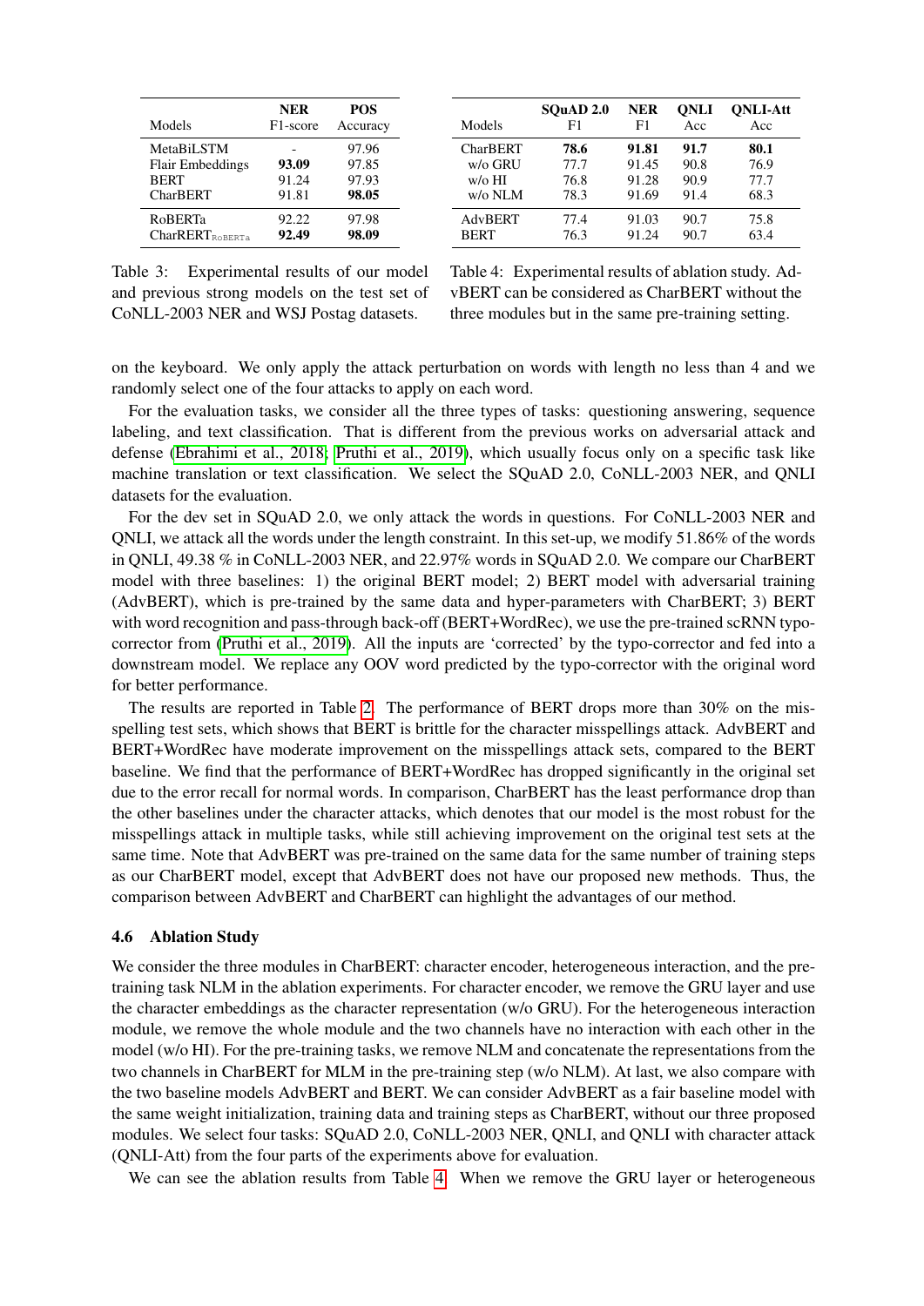| Models | NER F1-score | POS Accuracy |
| --- | --- | --- |
| MetaBiLSTM | - | 97.96 |
| Flair Embeddings | **93.09** | 97.85 |
| BERT | 91.24 | 97.93 |
| CharBERT | 91.81 | **98.05** |
| RoBERTa | 92.22 | 97.98 |
| CharBERT$_{\text{RoBERTa}}$ | **92.49** | **98.09** |

Table 3: Experimental results of our model and previous strong models on the test set of CoNLL-2003 NER and WSJ Postag datasets.

| Models | SQuAD 2.0 F1 | NER F1 | QNLI Acc | QNLI-Att Acc |
| --- | --- | --- | --- | --- |
| CharBERT | **78.6** | **91.81** | **91.7** | **80.1** |
| w/o GRU | 77.7 | 91.45 | 90.8 | 76.9 |
| w/o HI | 76.8 | 91.28 | 90.9 | 77.7 |
| w/o NLM | 78.3 | 91.69 | 91.4 | 68.3 |
| AdvBERT | 77.4 | 91.03 | 90.7 | 75.8 |
| BERT | 76.3 | 91.24 | 90.7 | 63.4 |

Table 4: Experimental results of ablation study. AdvBERT can be considered as CharBERT without the three modules but in the same pre-training setting.

on the keyboard. We only apply the attack perturbation on words with length no less than 4 and we randomly select one of the four attacks to apply on each word.

For the evaluation tasks, we consider all the three types of tasks: questioning answering, sequence labeling, and text classification. That is different from the previous works on adversarial attack and defense (Ebrahimi et al., 2018; Pruthi et al., 2019), which usually focus only on a specific task like machine translation or text classification. We select the SQuAD 2.0, CoNLL-2003 NER, and QNLI datasets for the evaluation.

For the dev set in SQuAD 2.0, we only attack the words in questions. For CoNLL-2003 NER and QNLI, we attack all the words under the length constraint. In this set-up, we modify 51.86% of the words in QNLI, 49.38 % in CoNLL-2003 NER, and 22.97% words in SQuAD 2.0. We compare our CharBERT model with three baselines: 1) the original BERT model; 2) BERT model with adversarial training (AdvBERT), which is pre-trained by the same data and hyper-parameters with CharBERT; 3) BERT with word recognition and pass-through back-off (BERT+WordRec), we use the pre-trained scRNN typo-corrector from (Pruthi et al., 2019). All the inputs are 'corrected' by the typo-corrector and fed into a downstream model. We replace any OOV word predicted by the typo-corrector with the original word for better performance.

The results are reported in Table 2. The performance of BERT drops more than 30% on the misspelling test sets, which shows that BERT is brittle for the character misspellings attack. AdvBERT and BERT+WordRec have moderate improvement on the misspellings attack sets, compared to the BERT baseline. We find that the performance of BERT+WordRec has dropped significantly in the original set due to the error recall for normal words. In comparison, CharBERT has the least performance drop than the other baselines under the character attacks, which denotes that our model is the most robust for the misspellings attack in multiple tasks, while still achieving improvement on the original test sets at the same time. Note that AdvBERT was pre-trained on the same data for the same number of training steps as our CharBERT model, except that AdvBERT does not have our proposed new methods. Thus, the comparison between AdvBERT and CharBERT can highlight the advantages of our method.

### 4.6 Ablation Study

We consider the three modules in CharBERT: character encoder, heterogeneous interaction, and the pre-training task NLM in the ablation experiments. For character encoder, we remove the GRU layer and use the character embeddings as the character representation (w/o GRU). For the heterogeneous interaction module, we remove the whole module and the two channels have no interaction with each other in the model (w/o HI). For the pre-training tasks, we remove NLM and concatenate the representations from the two channels in CharBERT for MLM in the pre-training step (w/o NLM). At last, we also compare with the two baseline models AdvBERT and BERT. We can consider AdvBERT as a fair baseline model with the same weight initialization, training data and training steps as CharBERT, without our three proposed modules. We select four tasks: SQuAD 2.0, CoNLL-2003 NER, QNLI, and QNLI with character attack (QNLI-Att) from the four parts of the experiments above for evaluation.

We can see the ablation results from Table 4. When we remove the GRU layer or heterogeneous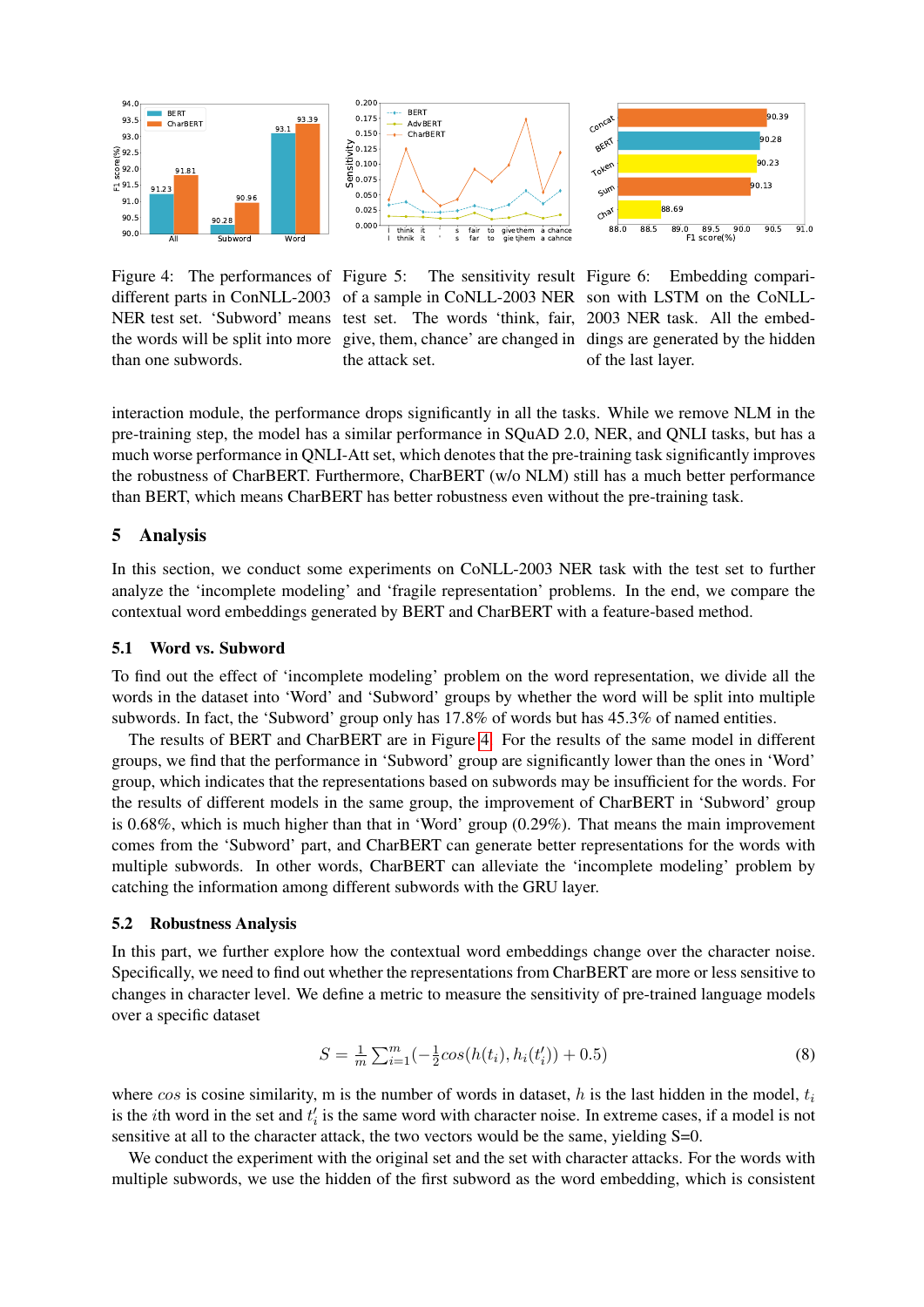Figure 4: The performances of different parts in ConNLL-2003 NER test set. 'Subword' means the words will be split into more than one subwords.

Figure 5: The sensitivity result of a sample in CoNLL-2003 NER test set. The words 'think, fair, give, them, chance' are changed in the attack set.

Figure 6: Embedding comparison with LSTM on the CoNLL-2003 NER task. All the embeddings are generated by the hidden of the last layer.

interaction module, the performance drops significantly in all the tasks. While we remove NLM in the pre-training step, the model has a similar performance in SQuAD 2.0, NER, and QNLI tasks, but has a much worse performance in QNLI-Att set, which denotes that the pre-training task significantly improves the robustness of CharBERT. Furthermore, CharBERT (w/o NLM) still has a much better performance than BERT, which means CharBERT has better robustness even without the pre-training task.

## 5 Analysis

In this section, we conduct some experiments on CoNLL-2003 NER task with the test set to further analyze the 'incomplete modeling' and 'fragile representation' problems. In the end, we compare the contextual word embeddings generated by BERT and CharBERT with a feature-based method.

### 5.1 Word vs. Subword

To find out the effect of 'incomplete modeling' problem on the word representation, we divide all the words in the dataset into 'Word' and 'Subword' groups by whether the word will be split into multiple subwords. In fact, the 'Subword' group only has 17.8% of words but has 45.3% of named entities.

The results of BERT and CharBERT are in Figure 4. For the results of the same model in different groups, we find that the performance in 'Subword' group are significantly lower than the ones in 'Word' group, which indicates that the representations based on subwords may be insufficient for the words. For the results of different models in the same group, the improvement of CharBERT in 'Subword' group is 0.68%, which is much higher than that in 'Word' group (0.29%). That means the main improvement comes from the 'Subword' part, and CharBERT can generate better representations for the words with multiple subwords. In other words, CharBERT can alleviate the 'incomplete modeling' problem by catching the information among different subwords with the GRU layer.

### 5.2 Robustness Analysis

In this part, we further explore how the contextual word embeddings change over the character noise. Specifically, we need to find out whether the representations from CharBERT are more or less sensitive to changes in character level. We define a metric to measure the sensitivity of pre-trained language models over a specific dataset

$$S = \frac{1}{m}\sum_{i=1}^{m}(-\frac{1}{2}cos(h(t_i), h_i(t_i')) + 0.5) \tag{8}$$

where $cos$ is cosine similarity, m is the number of words in dataset, $h$ is the last hidden in the model, $t_i$ is the $i$th word in the set and $t_i'$ is the same word with character noise. In extreme cases, if a model is not sensitive at all to the character attack, the two vectors would be the same, yielding S=0.

We conduct the experiment with the original set and the set with character attacks. For the words with multiple subwords, we use the hidden of the first subword as the word embedding, which is consistent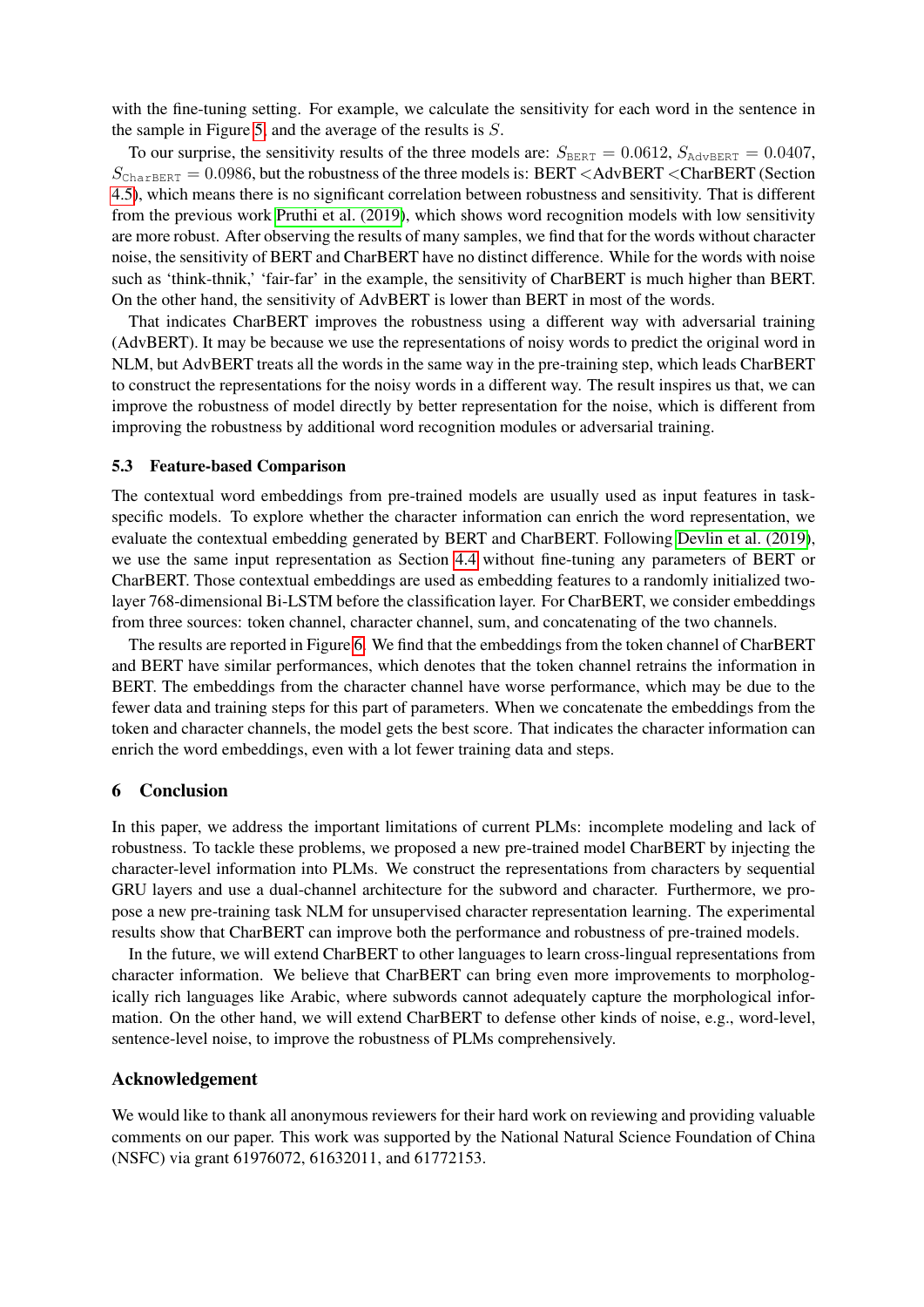with the fine-tuning setting. For example, we calculate the sensitivity for each word in the sentence in the sample in Figure 5, and the average of the results is $S$.

To our surprise, the sensitivity results of the three models are: $S_{\texttt{BERT}} = 0.0612$, $S_{\texttt{AdvBERT}} = 0.0407$, $S_{\texttt{CharBERT}} = 0.0986$, but the robustness of the three models is: BERT <AdvBERT <CharBERT (Section 4.5), which means there is no significant correlation between robustness and sensitivity. That is different from the previous work Pruthi et al. (2019), which shows word recognition models with low sensitivity are more robust. After observing the results of many samples, we find that for the words without character noise, the sensitivity of BERT and CharBERT have no distinct difference. While for the words with noise such as 'think-thnik,' 'fair-far' in the example, the sensitivity of CharBERT is much higher than BERT. On the other hand, the sensitivity of AdvBERT is lower than BERT in most of the words.

That indicates CharBERT improves the robustness using a different way with adversarial training (AdvBERT). It may be because we use the representations of noisy words to predict the original word in NLM, but AdvBERT treats all the words in the same way in the pre-training step, which leads CharBERT to construct the representations for the noisy words in a different way. The result inspires us that, we can improve the robustness of model directly by better representation for the noise, which is different from improving the robustness by additional word recognition modules or adversarial training.

### 5.3 Feature-based Comparison

The contextual word embeddings from pre-trained models are usually used as input features in task-specific models. To explore whether the character information can enrich the word representation, we evaluate the contextual embedding generated by BERT and CharBERT. Following Devlin et al. (2019), we use the same input representation as Section 4.4 without fine-tuning any parameters of BERT or CharBERT. Those contextual embeddings are used as embedding features to a randomly initialized two-layer 768-dimensional Bi-LSTM before the classification layer. For CharBERT, we consider embeddings from three sources: token channel, character channel, sum, and concatenating of the two channels.

The results are reported in Figure 6. We find that the embeddings from the token channel of CharBERT and BERT have similar performances, which denotes that the token channel retrains the information in BERT. The embeddings from the character channel have worse performance, which may be due to the fewer data and training steps for this part of parameters. When we concatenate the embeddings from the token and character channels, the model gets the best score. That indicates the character information can enrich the word embeddings, even with a lot fewer training data and steps.

## 6 Conclusion

In this paper, we address the important limitations of current PLMs: incomplete modeling and lack of robustness. To tackle these problems, we proposed a new pre-trained model CharBERT by injecting the character-level information into PLMs. We construct the representations from characters by sequential GRU layers and use a dual-channel architecture for the subword and character. Furthermore, we propose a new pre-training task NLM for unsupervised character representation learning. The experimental results show that CharBERT can improve both the performance and robustness of pre-trained models.

In the future, we will extend CharBERT to other languages to learn cross-lingual representations from character information. We believe that CharBERT can bring even more improvements to morphologically rich languages like Arabic, where subwords cannot adequately capture the morphological information. On the other hand, we will extend CharBERT to defense other kinds of noise, e.g., word-level, sentence-level noise, to improve the robustness of PLMs comprehensively.

## Acknowledgement

We would like to thank all anonymous reviewers for their hard work on reviewing and providing valuable comments on our paper. This work was supported by the National Natural Science Foundation of China (NSFC) via grant 61976072, 61632011, and 61772153.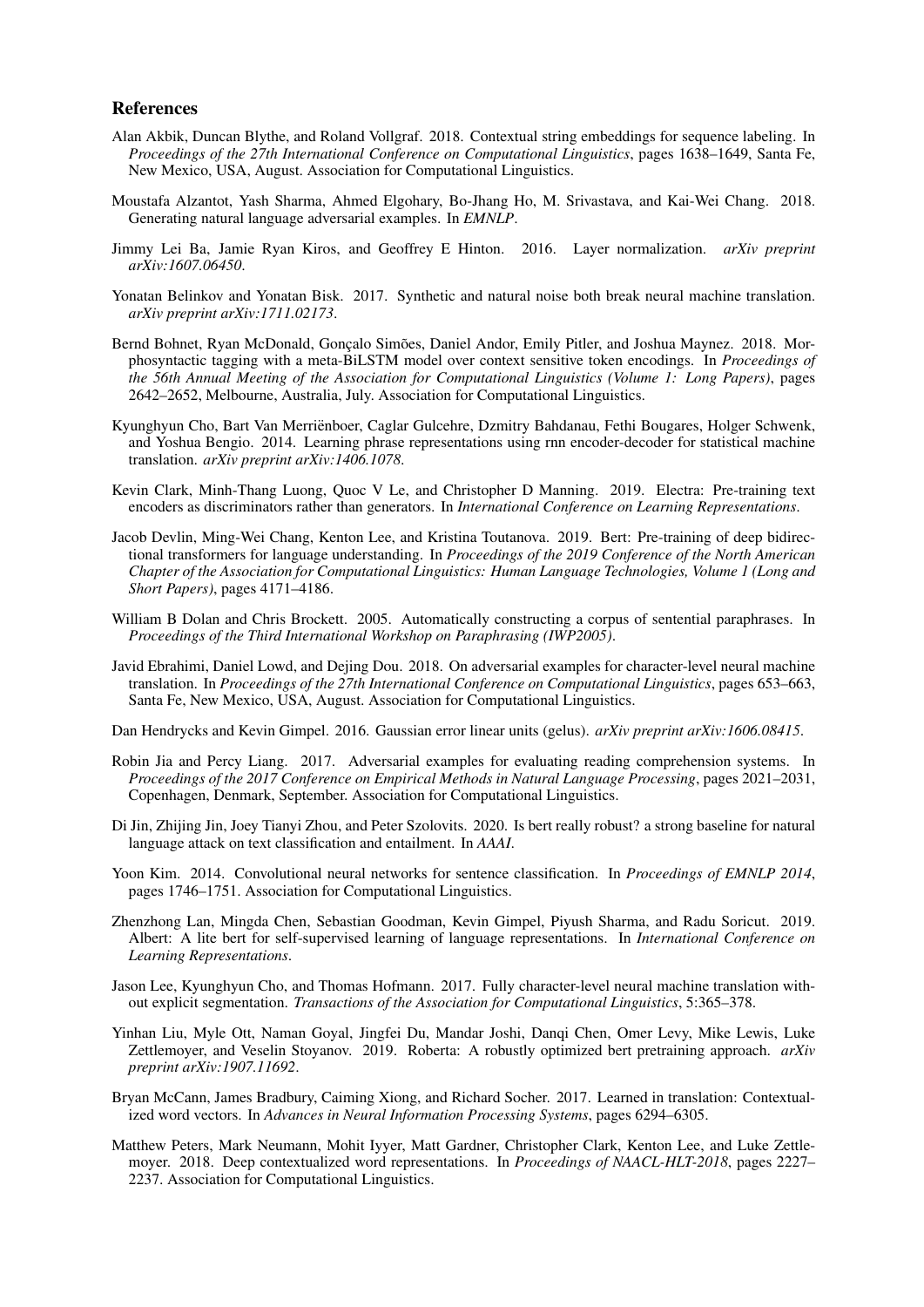## References

Alan Akbik, Duncan Blythe, and Roland Vollgraf. 2018. Contextual string embeddings for sequence labeling. In *Proceedings of the 27th International Conference on Computational Linguistics*, pages 1638–1649, Santa Fe, New Mexico, USA, August. Association for Computational Linguistics.

Moustafa Alzantot, Yash Sharma, Ahmed Elgohary, Bo-Jhang Ho, M. Srivastava, and Kai-Wei Chang. 2018. Generating natural language adversarial examples. In *EMNLP*.

Jimmy Lei Ba, Jamie Ryan Kiros, and Geoffrey E Hinton. 2016. Layer normalization. *arXiv preprint arXiv:1607.06450*.

Yonatan Belinkov and Yonatan Bisk. 2017. Synthetic and natural noise both break neural machine translation. *arXiv preprint arXiv:1711.02173*.

Bernd Bohnet, Ryan McDonald, Gonçalo Simões, Daniel Andor, Emily Pitler, and Joshua Maynez. 2018. Morphosyntactic tagging with a meta-BiLSTM model over context sensitive token encodings. In *Proceedings of the 56th Annual Meeting of the Association for Computational Linguistics (Volume 1: Long Papers)*, pages 2642–2652, Melbourne, Australia, July. Association for Computational Linguistics.

Kyunghyun Cho, Bart Van Merriënboer, Caglar Gulcehre, Dzmitry Bahdanau, Fethi Bougares, Holger Schwenk, and Yoshua Bengio. 2014. Learning phrase representations using rnn encoder-decoder for statistical machine translation. *arXiv preprint arXiv:1406.1078*.

Kevin Clark, Minh-Thang Luong, Quoc V Le, and Christopher D Manning. 2019. Electra: Pre-training text encoders as discriminators rather than generators. In *International Conference on Learning Representations*.

Jacob Devlin, Ming-Wei Chang, Kenton Lee, and Kristina Toutanova. 2019. Bert: Pre-training of deep bidirectional transformers for language understanding. In *Proceedings of the 2019 Conference of the North American Chapter of the Association for Computational Linguistics: Human Language Technologies, Volume 1 (Long and Short Papers)*, pages 4171–4186.

William B Dolan and Chris Brockett. 2005. Automatically constructing a corpus of sentential paraphrases. In *Proceedings of the Third International Workshop on Paraphrasing (IWP2005)*.

Javid Ebrahimi, Daniel Lowd, and Dejing Dou. 2018. On adversarial examples for character-level neural machine translation. In *Proceedings of the 27th International Conference on Computational Linguistics*, pages 653–663, Santa Fe, New Mexico, USA, August. Association for Computational Linguistics.

Dan Hendrycks and Kevin Gimpel. 2016. Gaussian error linear units (gelus). *arXiv preprint arXiv:1606.08415*.

Robin Jia and Percy Liang. 2017. Adversarial examples for evaluating reading comprehension systems. In *Proceedings of the 2017 Conference on Empirical Methods in Natural Language Processing*, pages 2021–2031, Copenhagen, Denmark, September. Association for Computational Linguistics.

Di Jin, Zhijing Jin, Joey Tianyi Zhou, and Peter Szolovits. 2020. Is bert really robust? a strong baseline for natural language attack on text classification and entailment. In *AAAI*.

Yoon Kim. 2014. Convolutional neural networks for sentence classification. In *Proceedings of EMNLP 2014*, pages 1746–1751. Association for Computational Linguistics.

Zhenzhong Lan, Mingda Chen, Sebastian Goodman, Kevin Gimpel, Piyush Sharma, and Radu Soricut. 2019. Albert: A lite bert for self-supervised learning of language representations. In *International Conference on Learning Representations*.

Jason Lee, Kyunghyun Cho, and Thomas Hofmann. 2017. Fully character-level neural machine translation without explicit segmentation. *Transactions of the Association for Computational Linguistics*, 5:365–378.

Yinhan Liu, Myle Ott, Naman Goyal, Jingfei Du, Mandar Joshi, Danqi Chen, Omer Levy, Mike Lewis, Luke Zettlemoyer, and Veselin Stoyanov. 2019. Roberta: A robustly optimized bert pretraining approach. *arXiv preprint arXiv:1907.11692*.

Bryan McCann, James Bradbury, Caiming Xiong, and Richard Socher. 2017. Learned in translation: Contextualized word vectors. In *Advances in Neural Information Processing Systems*, pages 6294–6305.

Matthew Peters, Mark Neumann, Mohit Iyyer, Matt Gardner, Christopher Clark, Kenton Lee, and Luke Zettlemoyer. 2018. Deep contextualized word representations. In *Proceedings of NAACL-HLT-2018*, pages 2227–2237. Association for Computational Linguistics.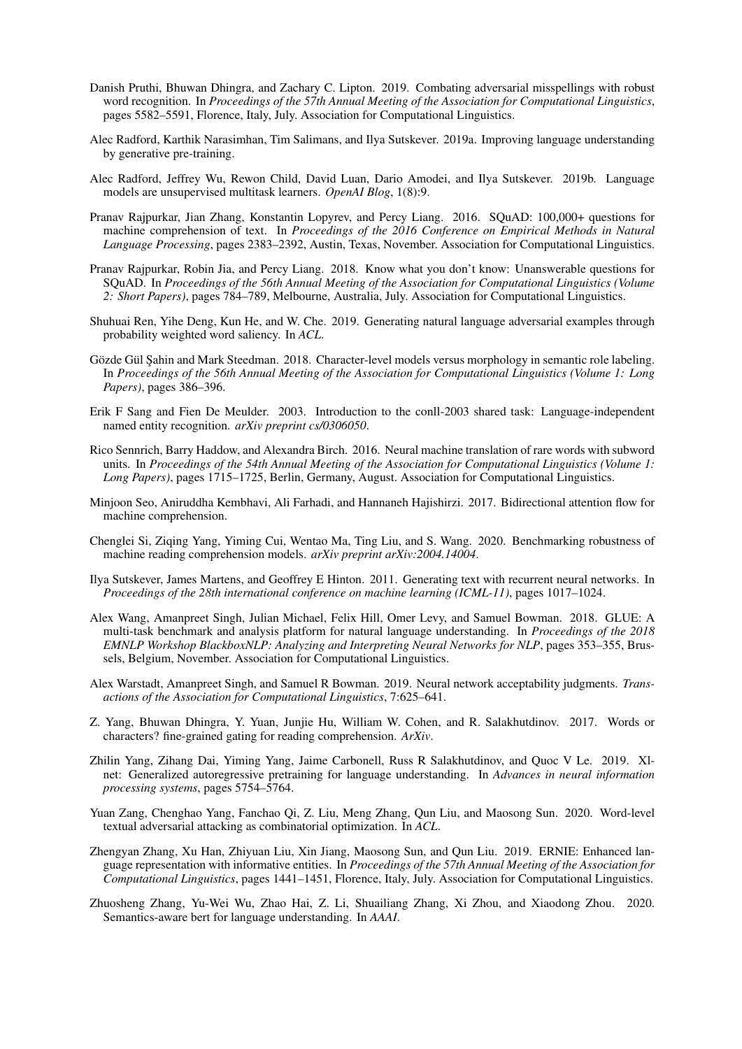Danish Pruthi, Bhuwan Dhingra, and Zachary C. Lipton. 2019. Combating adversarial misspellings with robust word recognition. In *Proceedings of the 57th Annual Meeting of the Association for Computational Linguistics*, pages 5582–5591, Florence, Italy, July. Association for Computational Linguistics.

Alec Radford, Karthik Narasimhan, Tim Salimans, and Ilya Sutskever. 2019a. Improving language understanding by generative pre-training.

Alec Radford, Jeffrey Wu, Rewon Child, David Luan, Dario Amodei, and Ilya Sutskever. 2019b. Language models are unsupervised multitask learners. *OpenAI Blog*, 1(8):9.

Pranav Rajpurkar, Jian Zhang, Konstantin Lopyrev, and Percy Liang. 2016. SQuAD: 100,000+ questions for machine comprehension of text. In *Proceedings of the 2016 Conference on Empirical Methods in Natural Language Processing*, pages 2383–2392, Austin, Texas, November. Association for Computational Linguistics.

Pranav Rajpurkar, Robin Jia, and Percy Liang. 2018. Know what you don't know: Unanswerable questions for SQuAD. In *Proceedings of the 56th Annual Meeting of the Association for Computational Linguistics (Volume 2: Short Papers)*, pages 784–789, Melbourne, Australia, July. Association for Computational Linguistics.

Shuhuai Ren, Yihe Deng, Kun He, and W. Che. 2019. Generating natural language adversarial examples through probability weighted word saliency. In *ACL*.

Gözde Gül Şahin and Mark Steedman. 2018. Character-level models versus morphology in semantic role labeling. In *Proceedings of the 56th Annual Meeting of the Association for Computational Linguistics (Volume 1: Long Papers)*, pages 386–396.

Erik F Sang and Fien De Meulder. 2003. Introduction to the conll-2003 shared task: Language-independent named entity recognition. *arXiv preprint cs/0306050*.

Rico Sennrich, Barry Haddow, and Alexandra Birch. 2016. Neural machine translation of rare words with subword units. In *Proceedings of the 54th Annual Meeting of the Association for Computational Linguistics (Volume 1: Long Papers)*, pages 1715–1725, Berlin, Germany, August. Association for Computational Linguistics.

Minjoon Seo, Aniruddha Kembhavi, Ali Farhadi, and Hannaneh Hajishirzi. 2017. Bidirectional attention flow for machine comprehension.

Chenglei Si, Ziqing Yang, Yiming Cui, Wentao Ma, Ting Liu, and S. Wang. 2020. Benchmarking robustness of machine reading comprehension models. *arXiv preprint arXiv:2004.14004*.

Ilya Sutskever, James Martens, and Geoffrey E Hinton. 2011. Generating text with recurrent neural networks. In *Proceedings of the 28th international conference on machine learning (ICML-11)*, pages 1017–1024.

Alex Wang, Amanpreet Singh, Julian Michael, Felix Hill, Omer Levy, and Samuel Bowman. 2018. GLUE: A multi-task benchmark and analysis platform for natural language understanding. In *Proceedings of the 2018 EMNLP Workshop BlackboxNLP: Analyzing and Interpreting Neural Networks for NLP*, pages 353–355, Brussels, Belgium, November. Association for Computational Linguistics.

Alex Warstadt, Amanpreet Singh, and Samuel R Bowman. 2019. Neural network acceptability judgments. *Transactions of the Association for Computational Linguistics*, 7:625–641.

Z. Yang, Bhuwan Dhingra, Y. Yuan, Junjie Hu, William W. Cohen, and R. Salakhutdinov. 2017. Words or characters? fine-grained gating for reading comprehension. *ArXiv*.

Zhilin Yang, Zihang Dai, Yiming Yang, Jaime Carbonell, Russ R Salakhutdinov, and Quoc V Le. 2019. Xlnet: Generalized autoregressive pretraining for language understanding. In *Advances in neural information processing systems*, pages 5754–5764.

Yuan Zang, Chenghao Yang, Fanchao Qi, Z. Liu, Meng Zhang, Qun Liu, and Maosong Sun. 2020. Word-level textual adversarial attacking as combinatorial optimization. In *ACL*.

Zhengyan Zhang, Xu Han, Zhiyuan Liu, Xin Jiang, Maosong Sun, and Qun Liu. 2019. ERNIE: Enhanced language representation with informative entities. In *Proceedings of the 57th Annual Meeting of the Association for Computational Linguistics*, pages 1441–1451, Florence, Italy, July. Association for Computational Linguistics.

Zhuosheng Zhang, Yu-Wei Wu, Zhao Hai, Z. Li, Shuailiang Zhang, Xi Zhou, and Xiaodong Zhou. 2020. Semantics-aware bert for language understanding. In *AAAI*.